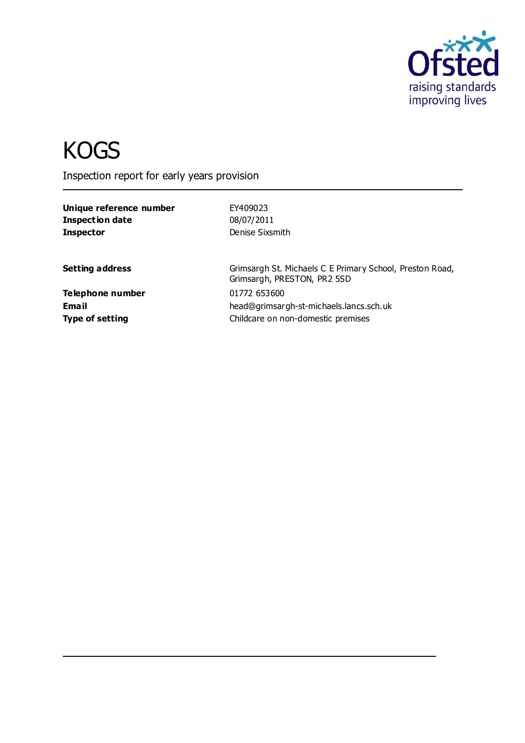# KOGS

Inspection report for early years provision

| | |
|---|---|
| **Unique reference number** | EY409023 |
| **Inspection date** | 08/07/2011 |
| **Inspector** | Denise Sixsmith |

| | |
|---|---|
| **Setting address** | Grimsargh St. Michaels C E Primary School, Preston Road, Grimsargh, PRESTON, PR2 5SD |
| **Telephone number** | 01772 653600 |
| **Email** | head@grimsargh-st-michaels.lancs.sch.uk |
| **Type of setting** | Childcare on non-domestic premises |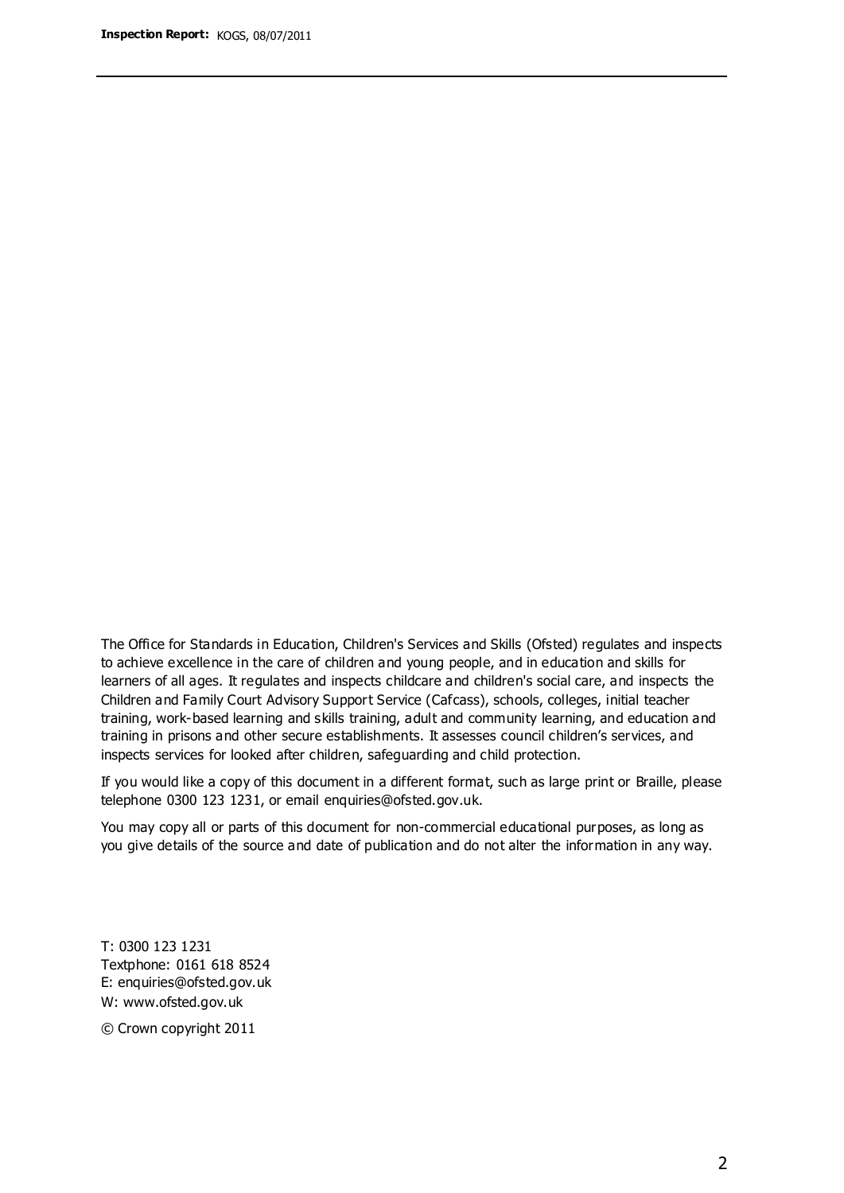The Office for Standards in Education, Children's Services and Skills (Ofsted) regulates and inspects to achieve excellence in the care of children and young people, and in education and skills for learners of all ages. It regulates and inspects childcare and children's social care, and inspects the Children and Family Court Advisory Support Service (Cafcass), schools, colleges, initial teacher training, work-based learning and skills training, adult and community learning, and education and training in prisons and other secure establishments. It assesses council children's services, and inspects services for looked after children, safeguarding and child protection.

If you would like a copy of this document in a different format, such as large print or Braille, please telephone 0300 123 1231, or email enquiries@ofsted.gov.uk.

You may copy all or parts of this document for non-commercial educational purposes, as long as you give details of the source and date of publication and do not alter the information in any way.

T: 0300 123 1231
Textphone: 0161 618 8524
E: enquiries@ofsted.gov.uk
W: www.ofsted.gov.uk

© Crown copyright 2011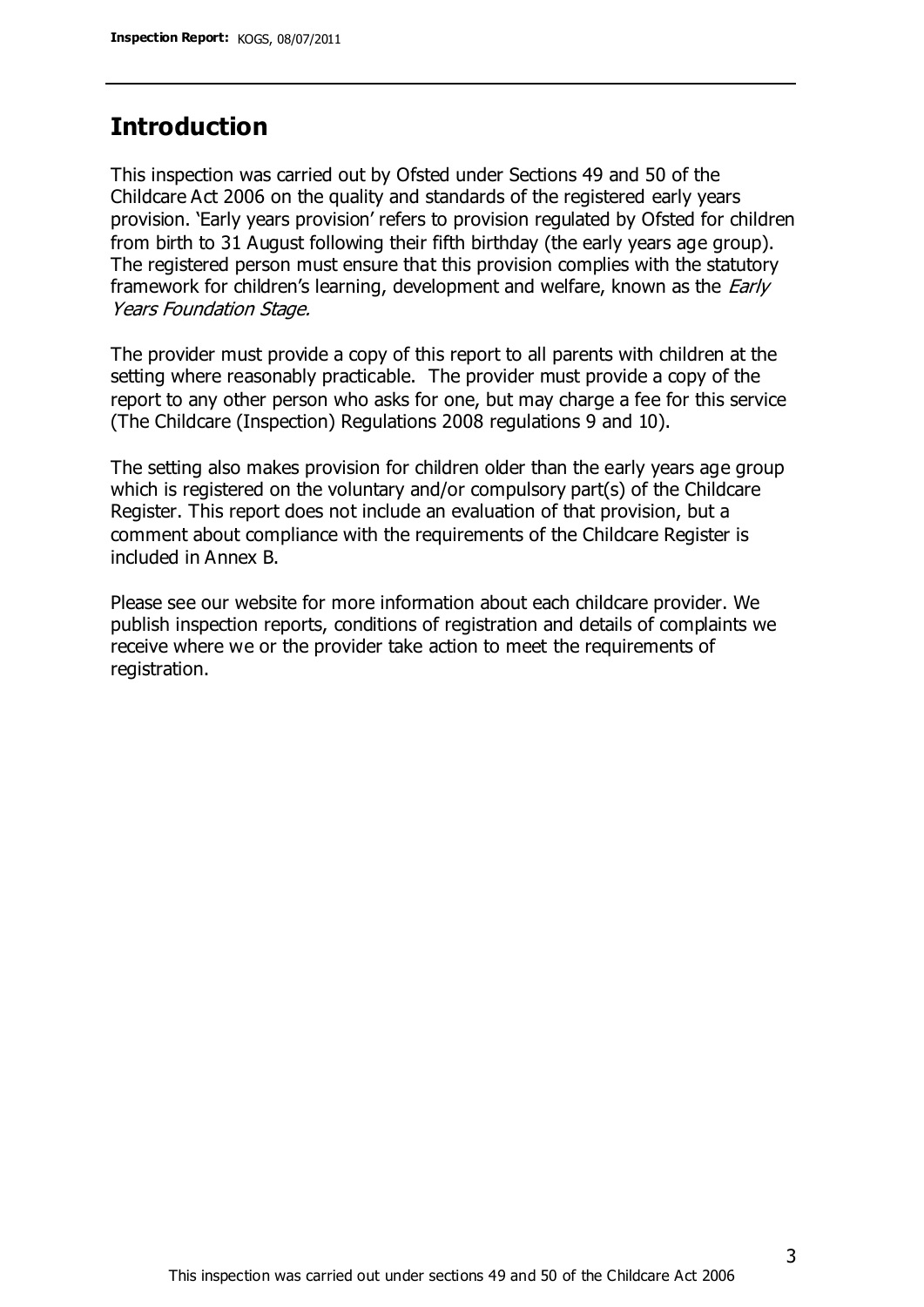## Introduction

This inspection was carried out by Ofsted under Sections 49 and 50 of the Childcare Act 2006 on the quality and standards of the registered early years provision. 'Early years provision' refers to provision regulated by Ofsted for children from birth to 31 August following their fifth birthday (the early years age group). The registered person must ensure that this provision complies with the statutory framework for children's learning, development and welfare, known as the *Early Years Foundation Stage.*

The provider must provide a copy of this report to all parents with children at the setting where reasonably practicable. The provider must provide a copy of the report to any other person who asks for one, but may charge a fee for this service (The Childcare (Inspection) Regulations 2008 regulations 9 and 10).

The setting also makes provision for children older than the early years age group which is registered on the voluntary and/or compulsory part(s) of the Childcare Register. This report does not include an evaluation of that provision, but a comment about compliance with the requirements of the Childcare Register is included in Annex B.

Please see our website for more information about each childcare provider. We publish inspection reports, conditions of registration and details of complaints we receive where we or the provider take action to meet the requirements of registration.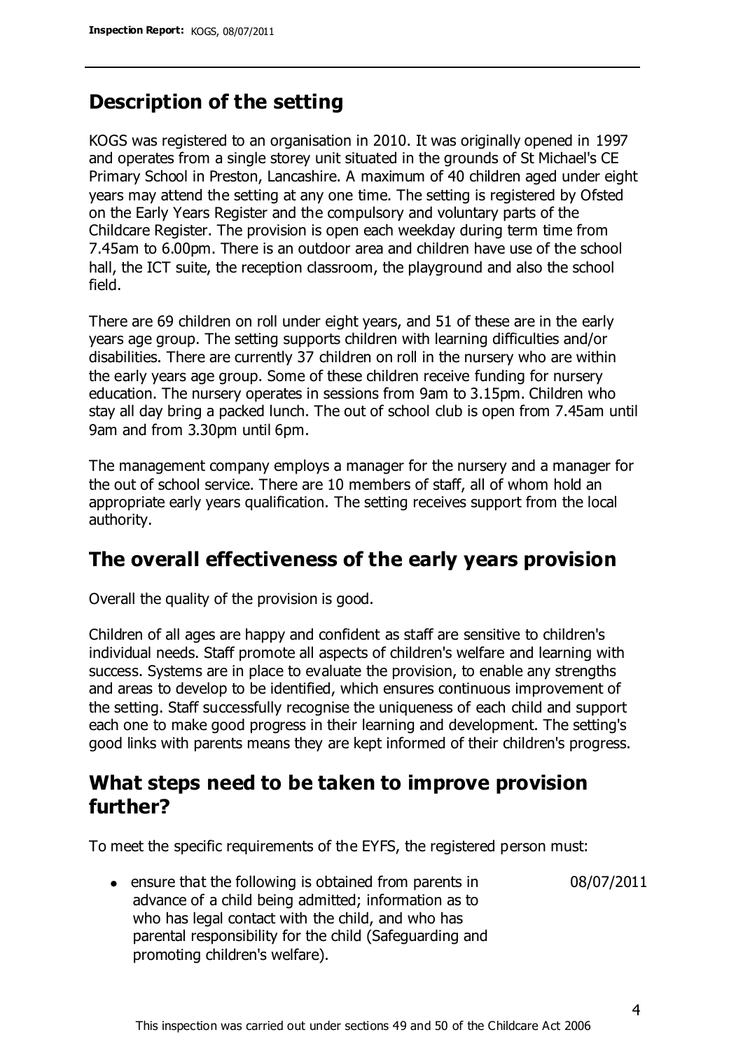## Description of the setting

KOGS was registered to an organisation in 2010. It was originally opened in 1997 and operates from a single storey unit situated in the grounds of St Michael's CE Primary School in Preston, Lancashire. A maximum of 40 children aged under eight years may attend the setting at any one time. The setting is registered by Ofsted on the Early Years Register and the compulsory and voluntary parts of the Childcare Register. The provision is open each weekday during term time from 7.45am to 6.00pm. There is an outdoor area and children have use of the school hall, the ICT suite, the reception classroom, the playground and also the school field.

There are 69 children on roll under eight years, and 51 of these are in the early years age group. The setting supports children with learning difficulties and/or disabilities. There are currently 37 children on roll in the nursery who are within the early years age group. Some of these children receive funding for nursery education. The nursery operates in sessions from 9am to 3.15pm. Children who stay all day bring a packed lunch. The out of school club is open from 7.45am until 9am and from 3.30pm until 6pm.

The management company employs a manager for the nursery and a manager for the out of school service. There are 10 members of staff, all of whom hold an appropriate early years qualification. The setting receives support from the local authority.

## The overall effectiveness of the early years provision

Overall the quality of the provision is good.

Children of all ages are happy and confident as staff are sensitive to children's individual needs. Staff promote all aspects of children's welfare and learning with success. Systems are in place to evaluate the provision, to enable any strengths and areas to develop to be identified, which ensures continuous improvement of the setting. Staff successfully recognise the uniqueness of each child and support each one to make good progress in their learning and development. The setting's good links with parents means they are kept informed of their children's progress.

## What steps need to be taken to improve provision further?

To meet the specific requirements of the EYFS, the registered person must:

| | |
|---|---|
| • ensure that the following is obtained from parents in advance of a child being admitted; information as to who has legal contact with the child, and who has parental responsibility for the child (Safeguarding and promoting children's welfare). | 08/07/2011 |

This inspection was carried out under sections 49 and 50 of the Childcare Act 2006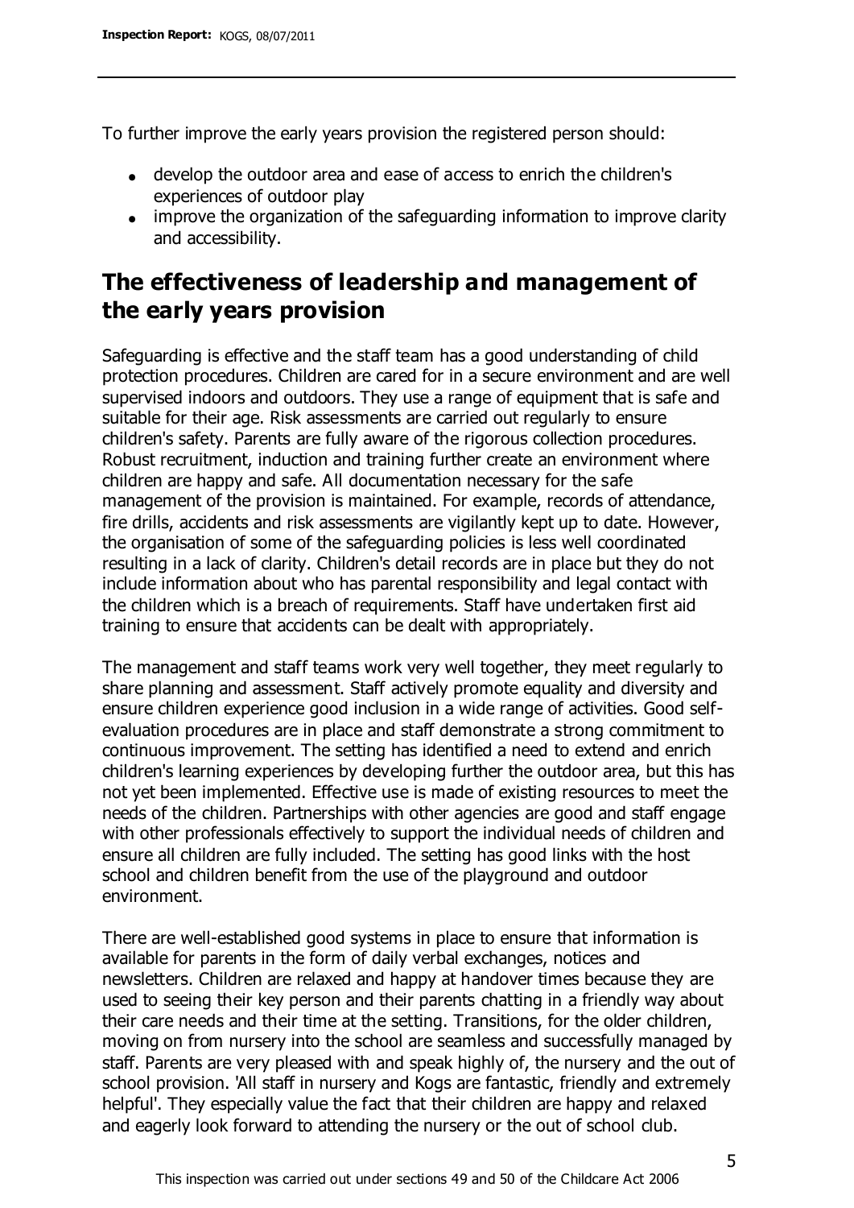To further improve the early years provision the registered person should:

- develop the outdoor area and ease of access to enrich the children's experiences of outdoor play
- improve the organization of the safeguarding information to improve clarity and accessibility.

## The effectiveness of leadership and management of the early years provision

Safeguarding is effective and the staff team has a good understanding of child protection procedures. Children are cared for in a secure environment and are well supervised indoors and outdoors. They use a range of equipment that is safe and suitable for their age. Risk assessments are carried out regularly to ensure children's safety. Parents are fully aware of the rigorous collection procedures. Robust recruitment, induction and training further create an environment where children are happy and safe. All documentation necessary for the safe management of the provision is maintained. For example, records of attendance, fire drills, accidents and risk assessments are vigilantly kept up to date. However, the organisation of some of the safeguarding policies is less well coordinated resulting in a lack of clarity. Children's detail records are in place but they do not include information about who has parental responsibility and legal contact with the children which is a breach of requirements. Staff have undertaken first aid training to ensure that accidents can be dealt with appropriately.

The management and staff teams work very well together, they meet regularly to share planning and assessment. Staff actively promote equality and diversity and ensure children experience good inclusion in a wide range of activities. Good self-evaluation procedures are in place and staff demonstrate a strong commitment to continuous improvement. The setting has identified a need to extend and enrich children's learning experiences by developing further the outdoor area, but this has not yet been implemented. Effective use is made of existing resources to meet the needs of the children. Partnerships with other agencies are good and staff engage with other professionals effectively to support the individual needs of children and ensure all children are fully included. The setting has good links with the host school and children benefit from the use of the playground and outdoor environment.

There are well-established good systems in place to ensure that information is available for parents in the form of daily verbal exchanges, notices and newsletters. Children are relaxed and happy at handover times because they are used to seeing their key person and their parents chatting in a friendly way about their care needs and their time at the setting. Transitions, for the older children, moving on from nursery into the school are seamless and successfully managed by staff. Parents are very pleased with and speak highly of, the nursery and the out of school provision. 'All staff in nursery and Kogs are fantastic, friendly and extremely helpful'. They especially value the fact that their children are happy and relaxed and eagerly look forward to attending the nursery or the out of school club.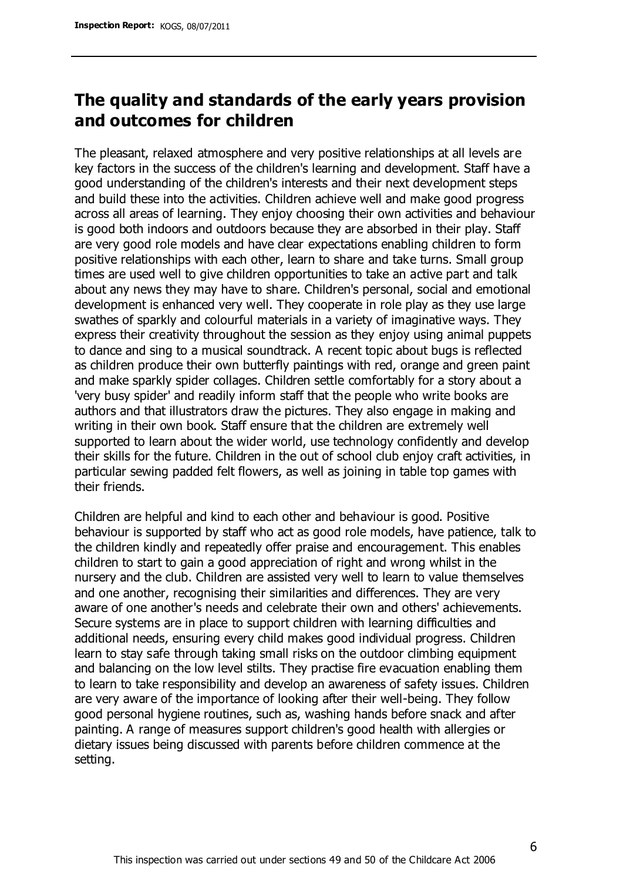## The quality and standards of the early years provision and outcomes for children

The pleasant, relaxed atmosphere and very positive relationships at all levels are key factors in the success of the children's learning and development. Staff have a good understanding of the children's interests and their next development steps and build these into the activities. Children achieve well and make good progress across all areas of learning. They enjoy choosing their own activities and behaviour is good both indoors and outdoors because they are absorbed in their play. Staff are very good role models and have clear expectations enabling children to form positive relationships with each other, learn to share and take turns. Small group times are used well to give children opportunities to take an active part and talk about any news they may have to share. Children's personal, social and emotional development is enhanced very well. They cooperate in role play as they use large swathes of sparkly and colourful materials in a variety of imaginative ways. They express their creativity throughout the session as they enjoy using animal puppets to dance and sing to a musical soundtrack. A recent topic about bugs is reflected as children produce their own butterfly paintings with red, orange and green paint and make sparkly spider collages. Children settle comfortably for a story about a 'very busy spider' and readily inform staff that the people who write books are authors and that illustrators draw the pictures. They also engage in making and writing in their own book. Staff ensure that the children are extremely well supported to learn about the wider world, use technology confidently and develop their skills for the future. Children in the out of school club enjoy craft activities, in particular sewing padded felt flowers, as well as joining in table top games with their friends.

Children are helpful and kind to each other and behaviour is good. Positive behaviour is supported by staff who act as good role models, have patience, talk to the children kindly and repeatedly offer praise and encouragement. This enables children to start to gain a good appreciation of right and wrong whilst in the nursery and the club. Children are assisted very well to learn to value themselves and one another, recognising their similarities and differences. They are very aware of one another's needs and celebrate their own and others' achievements. Secure systems are in place to support children with learning difficulties and additional needs, ensuring every child makes good individual progress. Children learn to stay safe through taking small risks on the outdoor climbing equipment and balancing on the low level stilts. They practise fire evacuation enabling them to learn to take responsibility and develop an awareness of safety issues. Children are very aware of the importance of looking after their well-being. They follow good personal hygiene routines, such as, washing hands before snack and after painting. A range of measures support children's good health with allergies or dietary issues being discussed with parents before children commence at the setting.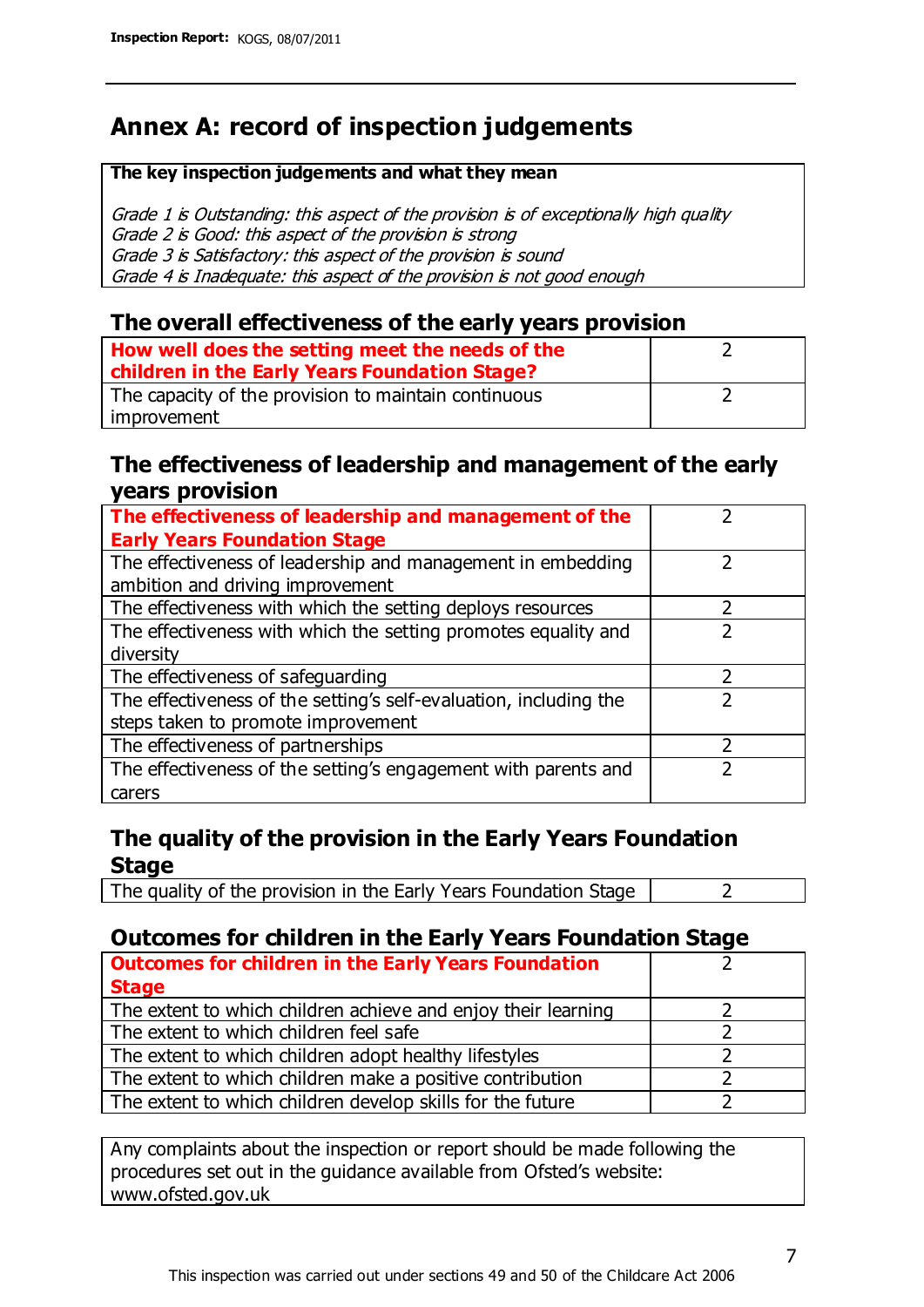# Annex A: record of inspection judgements

| **The key inspection judgements and what they mean** |
|---|
| *Grade 1 is Outstanding: this aspect of the provision is of exceptionally high quality* |
| *Grade 2 is Good: this aspect of the provision is strong* |
| *Grade 3 is Satisfactory: this aspect of the provision is sound* |
| *Grade 4 is Inadequate: this aspect of the provision is not good enough* |

## The overall effectiveness of the early years provision

| | |
|---|---|
| **How well does the setting meet the needs of the children in the Early Years Foundation Stage?** | 2 |
| The capacity of the provision to maintain continuous improvement | 2 |

## The effectiveness of leadership and management of the early years provision

| | |
|---|---|
| **The effectiveness of leadership and management of the Early Years Foundation Stage** | 2 |
| The effectiveness of leadership and management in embedding ambition and driving improvement | 2 |
| The effectiveness with which the setting deploys resources | 2 |
| The effectiveness with which the setting promotes equality and diversity | 2 |
| The effectiveness of safeguarding | 2 |
| The effectiveness of the setting's self-evaluation, including the steps taken to promote improvement | 2 |
| The effectiveness of partnerships | 2 |
| The effectiveness of the setting's engagement with parents and carers | 2 |

## The quality of the provision in the Early Years Foundation Stage

| | |
|---|---|
| The quality of the provision in the Early Years Foundation Stage | 2 |

## Outcomes for children in the Early Years Foundation Stage

| | |
|---|---|
| **Outcomes for children in the Early Years Foundation Stage** | 2 |
| The extent to which children achieve and enjoy their learning | 2 |
| The extent to which children feel safe | 2 |
| The extent to which children adopt healthy lifestyles | 2 |
| The extent to which children make a positive contribution | 2 |
| The extent to which children develop skills for the future | 2 |

Any complaints about the inspection or report should be made following the procedures set out in the guidance available from Ofsted's website: www.ofsted.gov.uk

This inspection was carried out under sections 49 and 50 of the Childcare Act 2006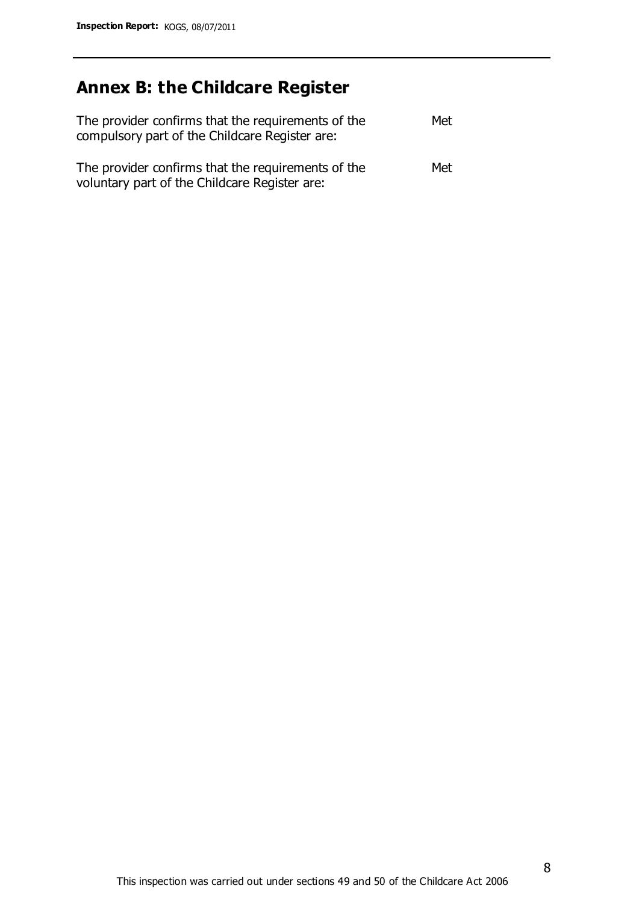## Annex B: the Childcare Register

| | |
|---|---|
| The provider confirms that the requirements of the compulsory part of the Childcare Register are: | Met |
| The provider confirms that the requirements of the voluntary part of the Childcare Register are: | Met |

This inspection was carried out under sections 49 and 50 of the Childcare Act 2006